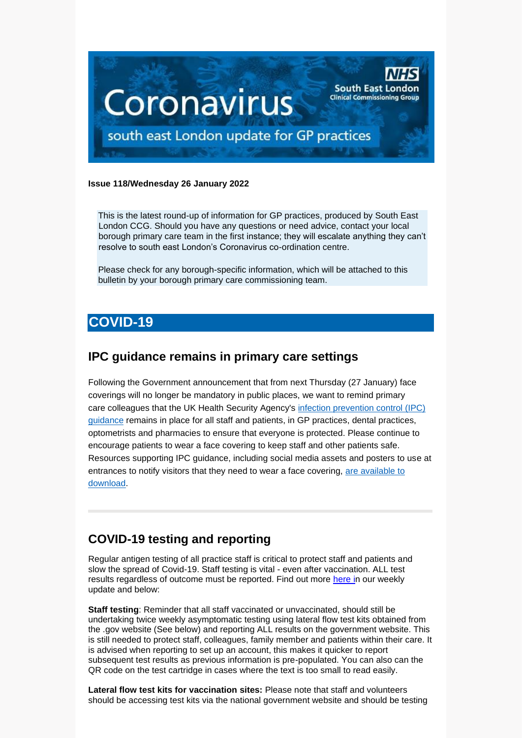# Coronavirus

## south east London update for GP practices

NHS South East London Clinical Commissioning Group

**Issue 118/Wednesday 26 January 2022**

This is the latest round-up of information for GP practices, produced by South East London CCG. Should you have any questions or need advice, contact your local borough primary care team in the first instance; they will escalate anything they can't resolve to south east London's Coronavirus co-ordination centre.

Please check for any borough-specific information, which will be attached to this bulletin by your borough primary care commissioning team.

# COVID-19

## IPC guidance remains in primary care settings

Following the Government announcement that from next Thursday (27 January) face coverings will no longer be mandatory in public places, we want to remind primary care colleagues that the UK Health Security Agency's infection prevention control (IPC) guidance remains in place for all staff and patients, in GP practices, dental practices, optometrists and pharmacies to ensure that everyone is protected. Please continue to encourage patients to wear a face covering to keep staff and other patients safe. Resources supporting IPC guidance, including social media assets and posters to use at entrances to notify visitors that they need to wear a face covering, are available to download.

---

## COVID-19 testing and reporting

Regular antigen testing of all practice staff is critical to protect staff and patients and slow the spread of Covid-19. Staff testing is vital - even after vaccination. ALL test results regardless of outcome must be reported. Find out more here in our weekly update and below:

**Staff testing**: Reminder that all staff vaccinated or unvaccinated, should still be undertaking twice weekly asymptomatic testing using lateral flow test kits obtained from the .gov website (See below) and reporting ALL results on the government website. This is still needed to protect staff, colleagues, family member and patients within their care. It is advised when reporting to set up an account, this makes it quicker to report subsequent test results as previous information is pre-populated. You can also can the QR code on the test cartridge in cases where the text is too small to read easily.

**Lateral flow test kits for vaccination sites:** Please note that staff and volunteers should be accessing test kits via the national government website and should be testing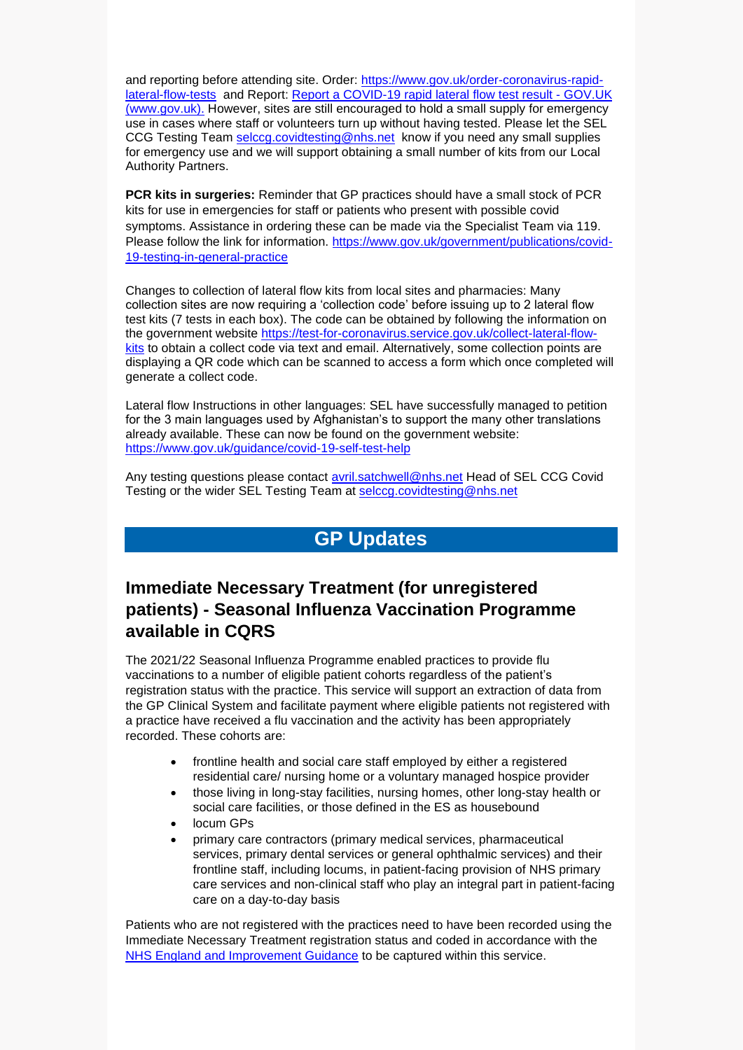and reporting before attending site. Order: [https://www.gov.uk/order-coronavirus-rapid-lateral-flow-tests](https://www.gov.uk/order-coronavirus-rapid-lateral-flow-tests) and Report: [Report a COVID-19 rapid lateral flow test result - GOV.UK (www.gov.uk).](https://www.gov.uk) However, sites are still encouraged to hold a small supply for emergency use in cases where staff or volunteers turn up without having tested. Please let the SEL CCG Testing Team selccg.covidtesting@nhs.net know if you need any small supplies for emergency use and we will support obtaining a small number of kits from our Local Authority Partners.

**PCR kits in surgeries:** Reminder that GP practices should have a small stock of PCR kits for use in emergencies for staff or patients who present with possible covid symptoms. Assistance in ordering these can be made via the Specialist Team via 119. Please follow the link for information. [https://www.gov.uk/government/publications/covid-19-testing-in-general-practice](https://www.gov.uk/government/publications/covid-19-testing-in-general-practice)

Changes to collection of lateral flow kits from local sites and pharmacies: Many collection sites are now requiring a 'collection code' before issuing up to 2 lateral flow test kits (7 tests in each box). The code can be obtained by following the information on the government website [https://test-for-coronavirus.service.gov.uk/collect-lateral-flow-kits](https://test-for-coronavirus.service.gov.uk/collect-lateral-flow-kits) to obtain a collect code via text and email. Alternatively, some collection points are displaying a QR code which can be scanned to access a form which once completed will generate a collect code.

Lateral flow Instructions in other languages: SEL have successfully managed to petition for the 3 main languages used by Afghanistan's to support the many other translations already available. These can now be found on the government website: [https://www.gov.uk/guidance/covid-19-self-test-help](https://www.gov.uk/guidance/covid-19-self-test-help)

Any testing questions please contact avril.satchwell@nhs.net Head of SEL CCG Covid Testing or the wider SEL Testing Team at selccg.covidtesting@nhs.net

# GP Updates

## Immediate Necessary Treatment (for unregistered patients) - Seasonal Influenza Vaccination Programme available in CQRS

The 2021/22 Seasonal Influenza Programme enabled practices to provide flu vaccinations to a number of eligible patient cohorts regardless of the patient's registration status with the practice. This service will support an extraction of data from the GP Clinical System and facilitate payment where eligible patients not registered with a practice have received a flu vaccination and the activity has been appropriately recorded. These cohorts are:

- frontline health and social care staff employed by either a registered residential care/ nursing home or a voluntary managed hospice provider
- those living in long-stay facilities, nursing homes, other long-stay health or social care facilities, or those defined in the ES as housebound
- locum GPs
- primary care contractors (primary medical services, pharmaceutical services, primary dental services or general ophthalmic services) and their frontline staff, including locums, in patient-facing provision of NHS primary care services and non-clinical staff who play an integral part in patient-facing care on a day-to-day basis

Patients who are not registered with the practices need to have been recorded using the Immediate Necessary Treatment registration status and coded in accordance with the [NHS England and Improvement Guidance](#) to be captured within this service.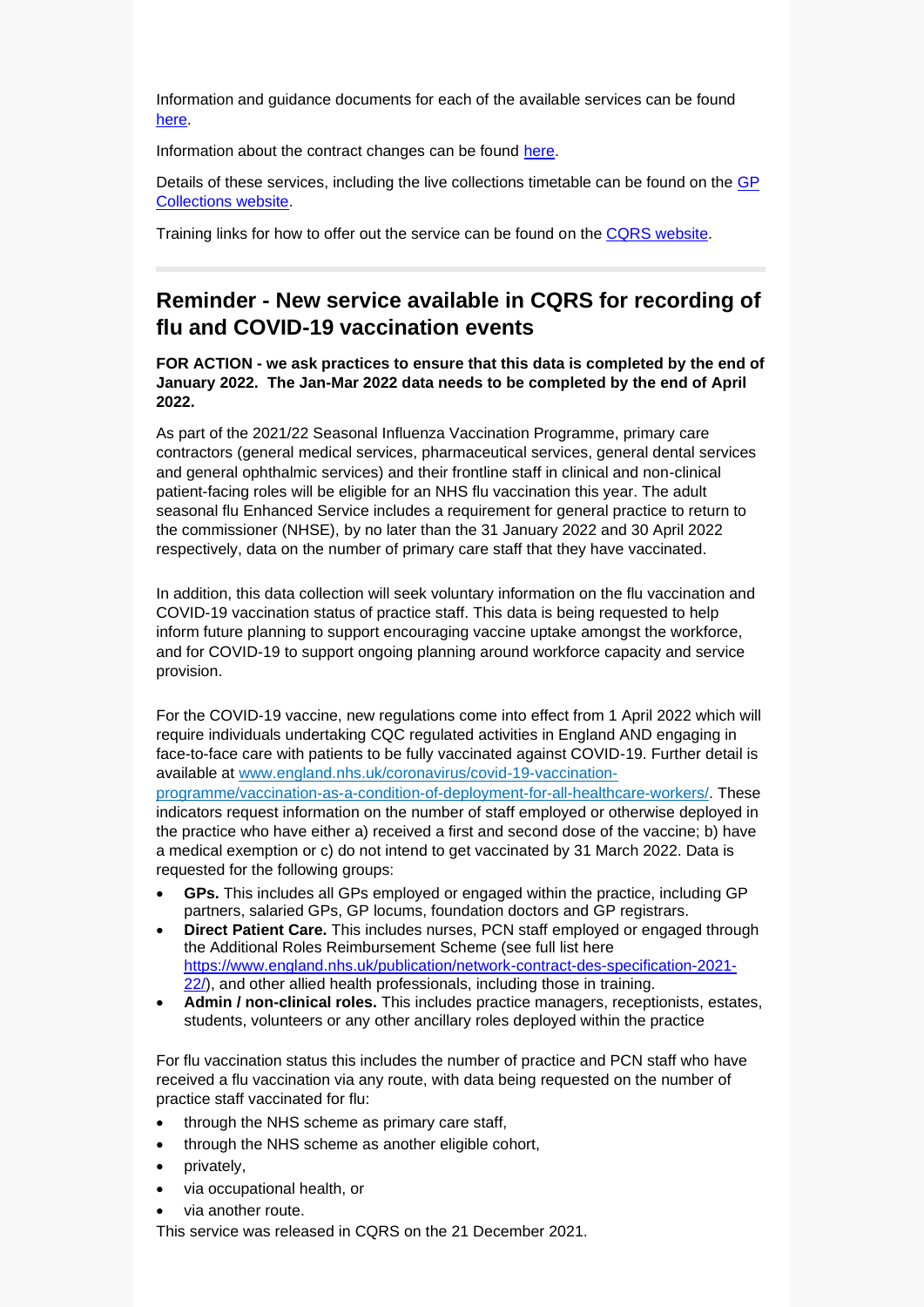Information and guidance documents for each of the available services can be found here.

Information about the contract changes can be found here.

Details of these services, including the live collections timetable can be found on the GP Collections website.

Training links for how to offer out the service can be found on the CQRS website.

---

## Reminder - New service available in CQRS for recording of flu and COVID-19 vaccination events

**FOR ACTION - we ask practices to ensure that this data is completed by the end of January 2022. The Jan-Mar 2022 data needs to be completed by the end of April 2022.**

As part of the 2021/22 Seasonal Influenza Vaccination Programme, primary care contractors (general medical services, pharmaceutical services, general dental services and general ophthalmic services) and their frontline staff in clinical and non-clinical patient-facing roles will be eligible for an NHS flu vaccination this year. The adult seasonal flu Enhanced Service includes a requirement for general practice to return to the commissioner (NHSE), by no later than the 31 January 2022 and 30 April 2022 respectively, data on the number of primary care staff that they have vaccinated.

In addition, this data collection will seek voluntary information on the flu vaccination and COVID-19 vaccination status of practice staff. This data is being requested to help inform future planning to support encouraging vaccine uptake amongst the workforce, and for COVID-19 to support ongoing planning around workforce capacity and service provision.

For the COVID-19 vaccine, new regulations come into effect from 1 April 2022 which will require individuals undertaking CQC regulated activities in England AND engaging in face-to-face care with patients to be fully vaccinated against COVID-19. Further detail is available at www.england.nhs.uk/coronavirus/covid-19-vaccination-programme/vaccination-as-a-condition-of-deployment-for-all-healthcare-workers/. These indicators request information on the number of staff employed or otherwise deployed in the practice who have either a) received a first and second dose of the vaccine; b) have a medical exemption or c) do not intend to get vaccinated by 31 March 2022. Data is requested for the following groups:

- **GPs.** This includes all GPs employed or engaged within the practice, including GP partners, salaried GPs, GP locums, foundation doctors and GP registrars.
- **Direct Patient Care.** This includes nurses, PCN staff employed or engaged through the Additional Roles Reimbursement Scheme (see full list here https://www.england.nhs.uk/publication/network-contract-des-specification-2021-22/), and other allied health professionals, including those in training.
- **Admin / non-clinical roles.** This includes practice managers, receptionists, estates, students, volunteers or any other ancillary roles deployed within the practice

For flu vaccination status this includes the number of practice and PCN staff who have received a flu vaccination via any route, with data being requested on the number of practice staff vaccinated for flu:

- through the NHS scheme as primary care staff,
- through the NHS scheme as another eligible cohort,
- privately,
- via occupational health, or
- via another route.

This service was released in CQRS on the 21 December 2021.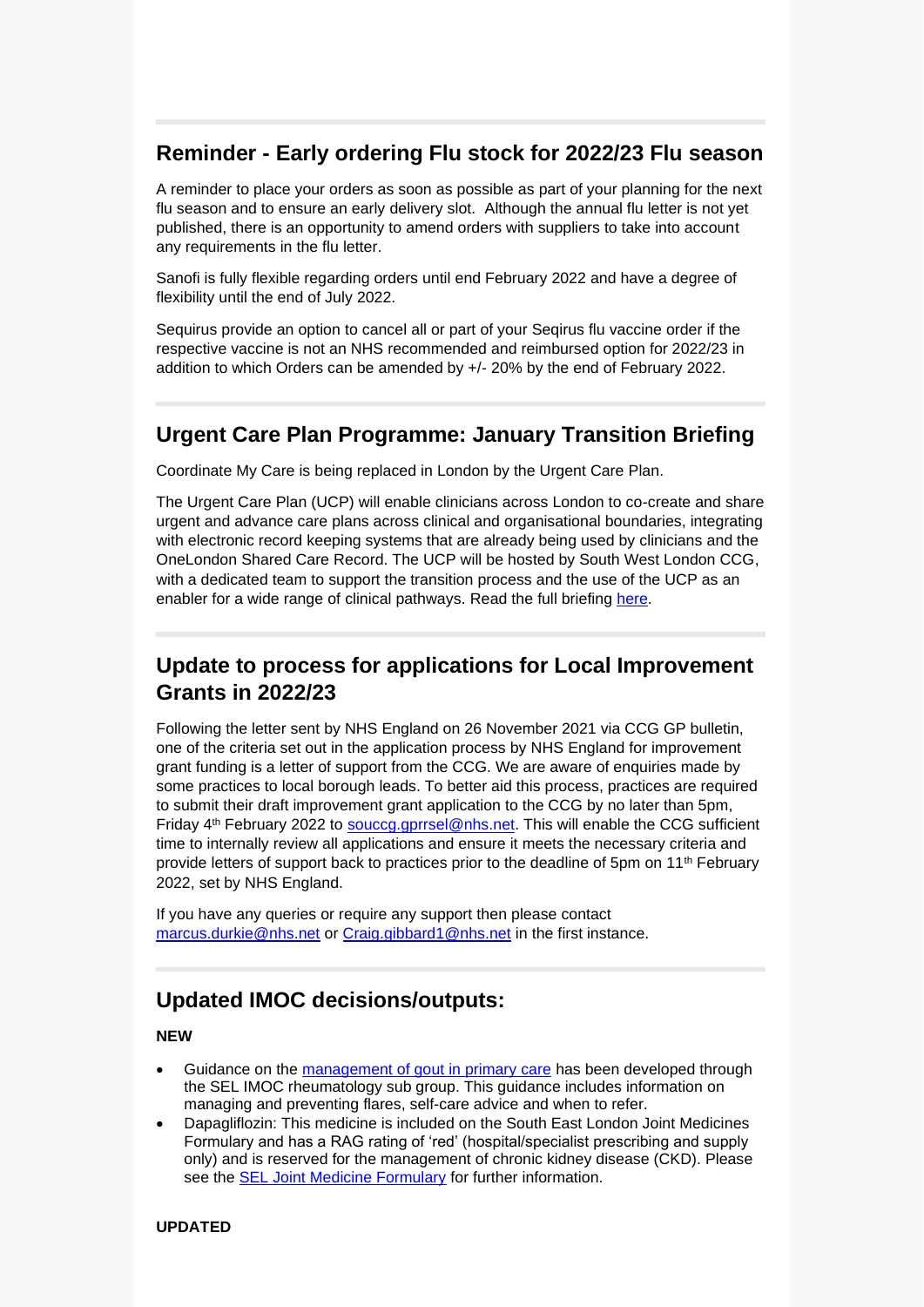## Reminder - Early ordering Flu stock for 2022/23 Flu season

A reminder to place your orders as soon as possible as part of your planning for the next flu season and to ensure an early delivery slot. Although the annual flu letter is not yet published, there is an opportunity to amend orders with suppliers to take into account any requirements in the flu letter.

Sanofi is fully flexible regarding orders until end February 2022 and have a degree of flexibility until the end of July 2022.

Sequirus provide an option to cancel all or part of your Seqirus flu vaccine order if the respective vaccine is not an NHS recommended and reimbursed option for 2022/23 in addition to which Orders can be amended by +/- 20% by the end of February 2022.

## Urgent Care Plan Programme: January Transition Briefing

Coordinate My Care is being replaced in London by the Urgent Care Plan.

The Urgent Care Plan (UCP) will enable clinicians across London to co-create and share urgent and advance care plans across clinical and organisational boundaries, integrating with electronic record keeping systems that are already being used by clinicians and the OneLondon Shared Care Record. The UCP will be hosted by South West London CCG, with a dedicated team to support the transition process and the use of the UCP as an enabler for a wide range of clinical pathways. Read the full briefing here.

## Update to process for applications for Local Improvement Grants in 2022/23

Following the letter sent by NHS England on 26 November 2021 via CCG GP bulletin, one of the criteria set out in the application process by NHS England for improvement grant funding is a letter of support from the CCG. We are aware of enquiries made by some practices to local borough leads. To better aid this process, practices are required to submit their draft improvement grant application to the CCG by no later than 5pm, Friday 4th February 2022 to souccg.gprrsel@nhs.net. This will enable the CCG sufficient time to internally review all applications and ensure it meets the necessary criteria and provide letters of support back to practices prior to the deadline of 5pm on 11th February 2022, set by NHS England.

If you have any queries or require any support then please contact marcus.durkie@nhs.net or Craig.gibbard1@nhs.net in the first instance.

## Updated IMOC decisions/outputs:

**NEW**

- Guidance on the management of gout in primary care has been developed through the SEL IMOC rheumatology sub group. This guidance includes information on managing and preventing flares, self-care advice and when to refer.
- Dapagliflozin: This medicine is included on the South East London Joint Medicines Formulary and has a RAG rating of 'red' (hospital/specialist prescribing and supply only) and is reserved for the management of chronic kidney disease (CKD). Please see the SEL Joint Medicine Formulary for further information.

**UPDATED**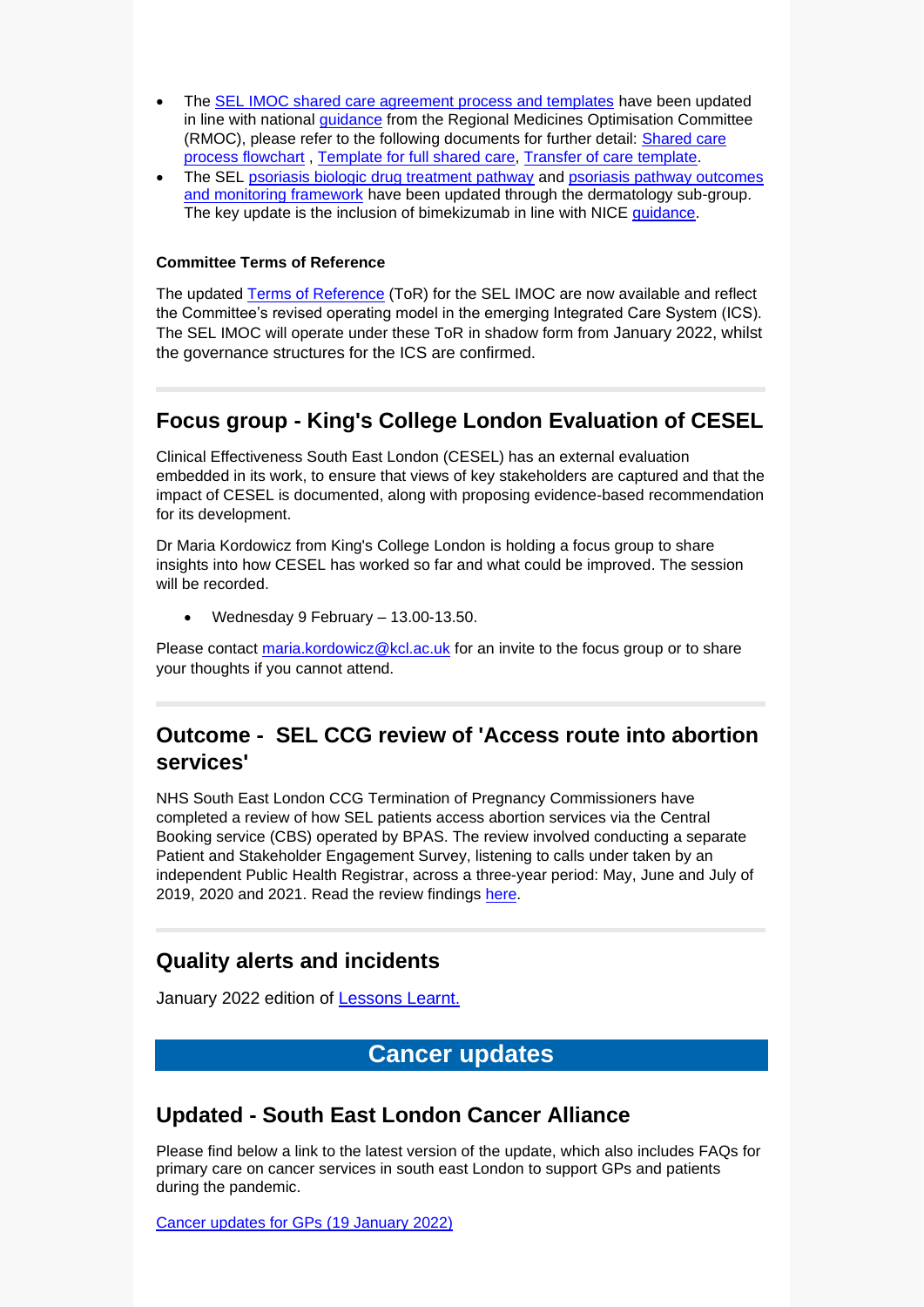- The SEL IMOC shared care agreement process and templates have been updated in line with national guidance from the Regional Medicines Optimisation Committee (RMOC), please refer to the following documents for further detail: Shared care process flowchart , Template for full shared care, Transfer of care template.
- The SEL psoriasis biologic drug treatment pathway and psoriasis pathway outcomes and monitoring framework have been updated through the dermatology sub-group. The key update is the inclusion of bimekizumab in line with NICE guidance.

**Committee Terms of Reference**

The updated Terms of Reference (ToR) for the SEL IMOC are now available and reflect the Committee's revised operating model in the emerging Integrated Care System (ICS). The SEL IMOC will operate under these ToR in shadow form from January 2022, whilst the governance structures for the ICS are confirmed.

## Focus group - King's College London Evaluation of CESEL

Clinical Effectiveness South East London (CESEL) has an external evaluation embedded in its work, to ensure that views of key stakeholders are captured and that the impact of CESEL is documented, along with proposing evidence-based recommendation for its development.

Dr Maria Kordowicz from King's College London is holding a focus group to share insights into how CESEL has worked so far and what could be improved. The session will be recorded.

- Wednesday 9 February – 13.00-13.50.

Please contact maria.kordowicz@kcl.ac.uk for an invite to the focus group or to share your thoughts if you cannot attend.

## Outcome - SEL CCG review of 'Access route into abortion services'

NHS South East London CCG Termination of Pregnancy Commissioners have completed a review of how SEL patients access abortion services via the Central Booking service (CBS) operated by BPAS. The review involved conducting a separate Patient and Stakeholder Engagement Survey, listening to calls under taken by an independent Public Health Registrar, across a three-year period: May, June and July of 2019, 2020 and 2021. Read the review findings here.

## Quality alerts and incidents

January 2022 edition of Lessons Learnt.

# Cancer updates

## Updated - South East London Cancer Alliance

Please find below a link to the latest version of the update, which also includes FAQs for primary care on cancer services in south east London to support GPs and patients during the pandemic.

Cancer updates for GPs (19 January 2022)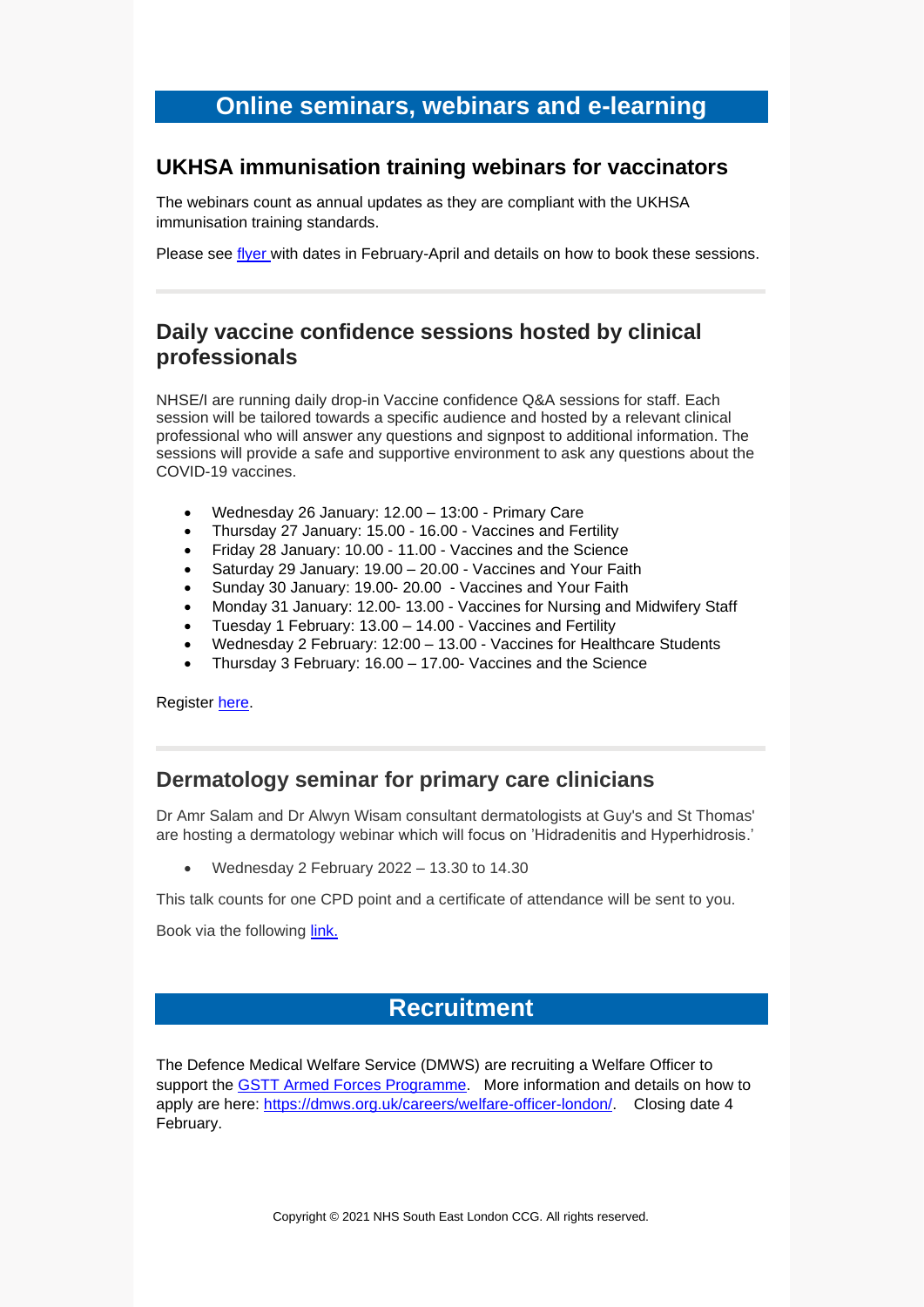# Online seminars, webinars and e-learning

## UKHSA immunisation training webinars for vaccinators

The webinars count as annual updates as they are compliant with the UKHSA immunisation training standards.

Please see [flyer](#) with dates in February-April and details on how to book these sessions.

---

## Daily vaccine confidence sessions hosted by clinical professionals

NHSE/I are running daily drop-in Vaccine confidence Q&A sessions for staff. Each session will be tailored towards a specific audience and hosted by a relevant clinical professional who will answer any questions and signpost to additional information. The sessions will provide a safe and supportive environment to ask any questions about the COVID-19 vaccines.

- Wednesday 26 January: 12.00 – 13:00 - Primary Care
- Thursday 27 January: 15.00 - 16.00 - Vaccines and Fertility
- Friday 28 January: 10.00 - 11.00 - Vaccines and the Science
- Saturday 29 January: 19.00 – 20.00 - Vaccines and Your Faith
- Sunday 30 January: 19.00- 20.00 - Vaccines and Your Faith
- Monday 31 January: 12.00- 13.00 - Vaccines for Nursing and Midwifery Staff
- Tuesday 1 February: 13.00 – 14.00 - Vaccines and Fertility
- Wednesday 2 February: 12:00 – 13.00 - Vaccines for Healthcare Students
- Thursday 3 February: 16.00 – 17.00- Vaccines and the Science

Register [here](#).

---

## Dermatology seminar for primary care clinicians

Dr Amr Salam and Dr Alwyn Wisam consultant dermatologists at Guy's and St Thomas' are hosting a dermatology webinar which will focus on 'Hidradenitis and Hyperhidrosis.'

- Wednesday 2 February 2022 – 13.30 to 14.30

This talk counts for one CPD point and a certificate of attendance will be sent to you.

Book via the following [link.](#)

# Recruitment

The Defence Medical Welfare Service (DMWS) are recruiting a Welfare Officer to support the [GSTT Armed Forces Programme](#). More information and details on how to apply are here: [https://dmws.org.uk/careers/welfare-officer-london/](https://dmws.org.uk/careers/welfare-officer-london/). Closing date 4 February.

Copyright © 2021 NHS South East London CCG. All rights reserved.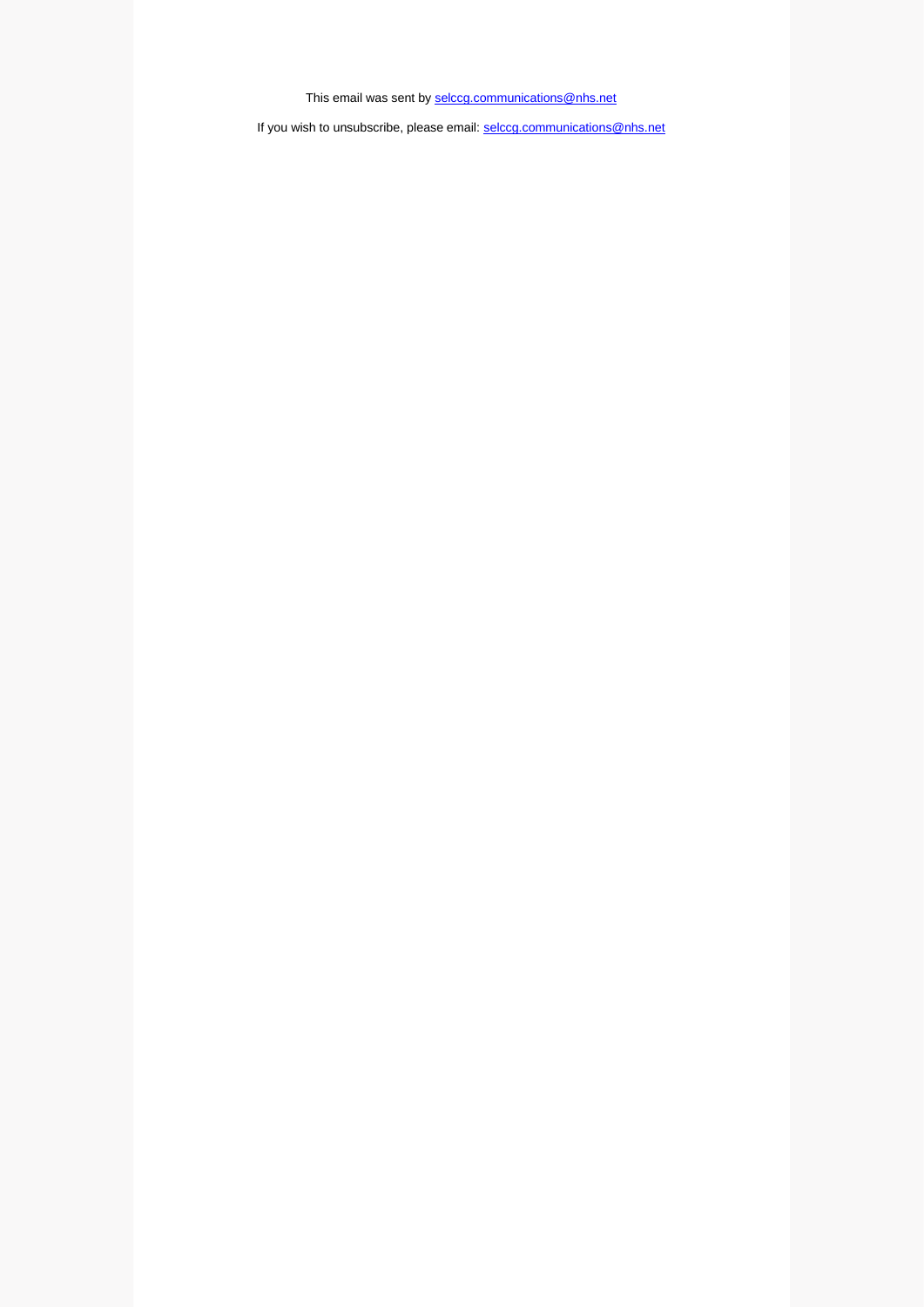This email was sent by selccg.communications@nhs.net

If you wish to unsubscribe, please email: selccg.communications@nhs.net